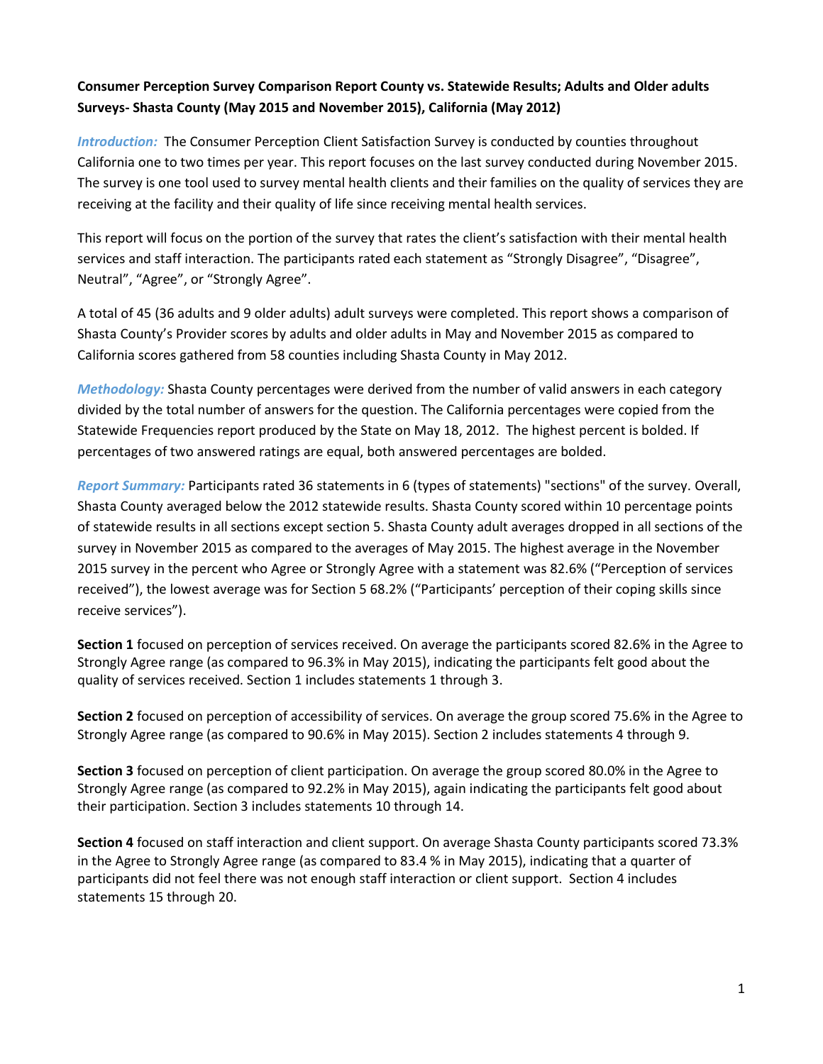**Consumer Perception Survey Comparison Report County vs. Statewide Results; Adults and Older adults Surveys- Shasta County (May 2015 and November 2015), California (May 2012)**

***Introduction:*** The Consumer Perception Client Satisfaction Survey is conducted by counties throughout California one to two times per year. This report focuses on the last survey conducted during November 2015. The survey is one tool used to survey mental health clients and their families on the quality of services they are receiving at the facility and their quality of life since receiving mental health services.

This report will focus on the portion of the survey that rates the client's satisfaction with their mental health services and staff interaction. The participants rated each statement as "Strongly Disagree", "Disagree", Neutral", "Agree", or "Strongly Agree".

A total of 45 (36 adults and 9 older adults) adult surveys were completed. This report shows a comparison of Shasta County's Provider scores by adults and older adults in May and November 2015 as compared to California scores gathered from 58 counties including Shasta County in May 2012.

***Methodology:*** Shasta County percentages were derived from the number of valid answers in each category divided by the total number of answers for the question. The California percentages were copied from the Statewide Frequencies report produced by the State on May 18, 2012. The highest percent is bolded. If percentages of two answered ratings are equal, both answered percentages are bolded.

***Report Summary:*** Participants rated 36 statements in 6 (types of statements) "sections" of the survey. Overall, Shasta County averaged below the 2012 statewide results. Shasta County scored within 10 percentage points of statewide results in all sections except section 5. Shasta County adult averages dropped in all sections of the survey in November 2015 as compared to the averages of May 2015. The highest average in the November 2015 survey in the percent who Agree or Strongly Agree with a statement was 82.6% ("Perception of services received"), the lowest average was for Section 5 68.2% ("Participants' perception of their coping skills since receive services").

**Section 1** focused on perception of services received. On average the participants scored 82.6% in the Agree to Strongly Agree range (as compared to 96.3% in May 2015), indicating the participants felt good about the quality of services received. Section 1 includes statements 1 through 3.

**Section 2** focused on perception of accessibility of services. On average the group scored 75.6% in the Agree to Strongly Agree range (as compared to 90.6% in May 2015). Section 2 includes statements 4 through 9.

**Section 3** focused on perception of client participation. On average the group scored 80.0% in the Agree to Strongly Agree range (as compared to 92.2% in May 2015), again indicating the participants felt good about their participation. Section 3 includes statements 10 through 14.

**Section 4** focused on staff interaction and client support. On average Shasta County participants scored 73.3% in the Agree to Strongly Agree range (as compared to 83.4 % in May 2015), indicating that a quarter of participants did not feel there was not enough staff interaction or client support. Section 4 includes statements 15 through 20.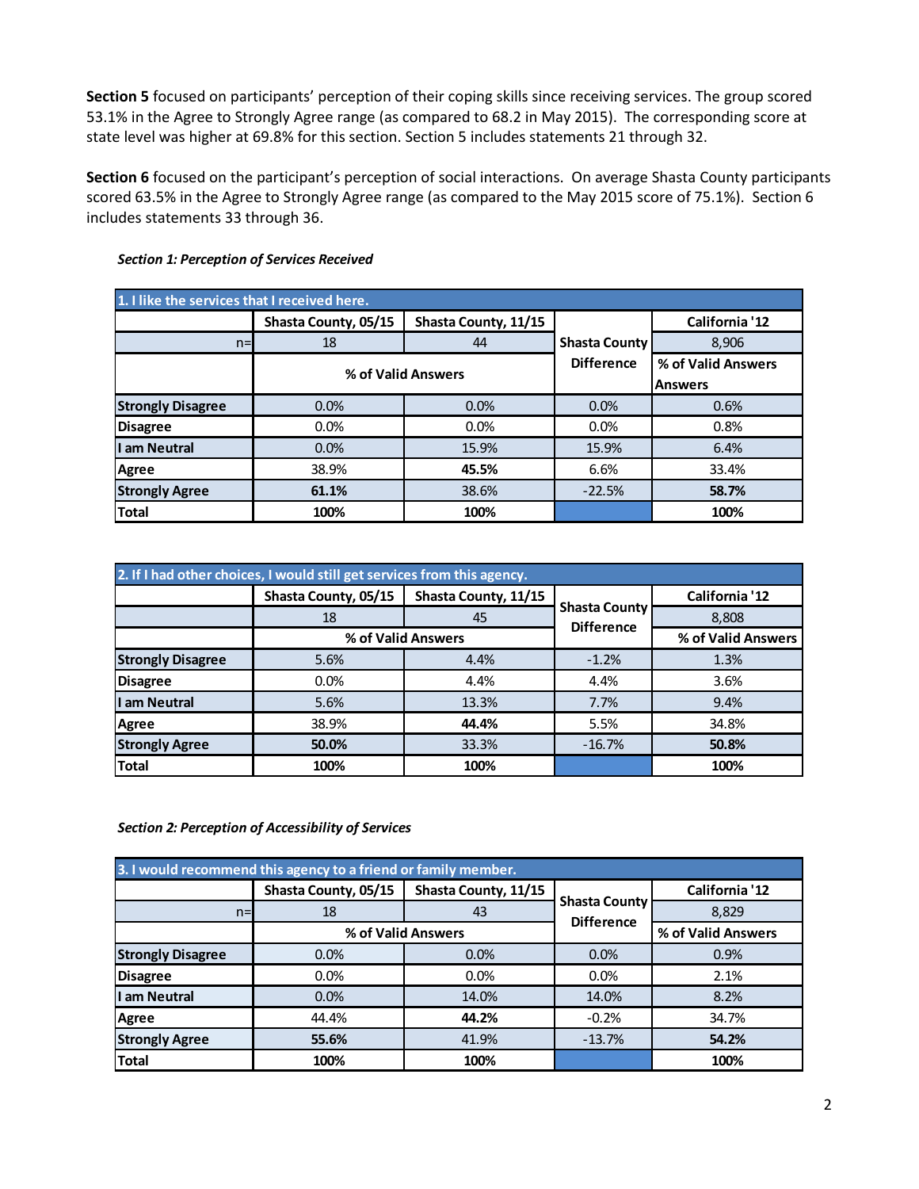**Section 5** focused on participants' perception of their coping skills since receiving services. The group scored 53.1% in the Agree to Strongly Agree range (as compared to 68.2 in May 2015). The corresponding score at state level was higher at 69.8% for this section. Section 5 includes statements 21 through 32.

**Section 6** focused on the participant's perception of social interactions. On average Shasta County participants scored 63.5% in the Agree to Strongly Agree range (as compared to the May 2015 score of 75.1%). Section 6 includes statements 33 through 36.

***Section 1: Perception of Services Received***

| 1. I like the services that I received here. | | | | |
|---|---|---|---|---|
| | Shasta County, 05/15 | Shasta County, 11/15 | Shasta County Difference | California '12 |
| n= | 18 | 44 | | 8,906 |
| | % of Valid Answers | | | % of Valid Answers Answers |
| **Strongly Disagree** | 0.0% | 0.0% | 0.0% | 0.6% |
| **Disagree** | 0.0% | 0.0% | 0.0% | 0.8% |
| **I am Neutral** | 0.0% | 15.9% | 15.9% | 6.4% |
| **Agree** | 38.9% | **45.5%** | 6.6% | 33.4% |
| **Strongly Agree** | **61.1%** | 38.6% | -22.5% | **58.7%** |
| **Total** | **100%** | **100%** | | **100%** |

| 2. If I had other choices, I would still get services from this agency. | | | | |
|---|---|---|---|---|
| | Shasta County, 05/15 | Shasta County, 11/15 | Shasta County Difference | California '12 |
| | 18 | 45 | | 8,808 |
| | % of Valid Answers | | | % of Valid Answers |
| **Strongly Disagree** | 5.6% | 4.4% | -1.2% | 1.3% |
| **Disagree** | 0.0% | 4.4% | 4.4% | 3.6% |
| **I am Neutral** | 5.6% | 13.3% | 7.7% | 9.4% |
| **Agree** | 38.9% | **44.4%** | 5.5% | 34.8% |
| **Strongly Agree** | **50.0%** | 33.3% | -16.7% | **50.8%** |
| **Total** | **100%** | **100%** | | **100%** |

***Section 2: Perception of Accessibility of Services***

| 3. I would recommend this agency to a friend or family member. | | | | |
|---|---|---|---|---|
| | Shasta County, 05/15 | Shasta County, 11/15 | Shasta County Difference | California '12 |
| n= | 18 | 43 | | 8,829 |
| | % of Valid Answers | | | % of Valid Answers |
| **Strongly Disagree** | 0.0% | 0.0% | 0.0% | 0.9% |
| **Disagree** | 0.0% | 0.0% | 0.0% | 2.1% |
| **I am Neutral** | 0.0% | 14.0% | 14.0% | 8.2% |
| **Agree** | 44.4% | **44.2%** | -0.2% | 34.7% |
| **Strongly Agree** | **55.6%** | 41.9% | -13.7% | **54.2%** |
| **Total** | **100%** | **100%** | | **100%** |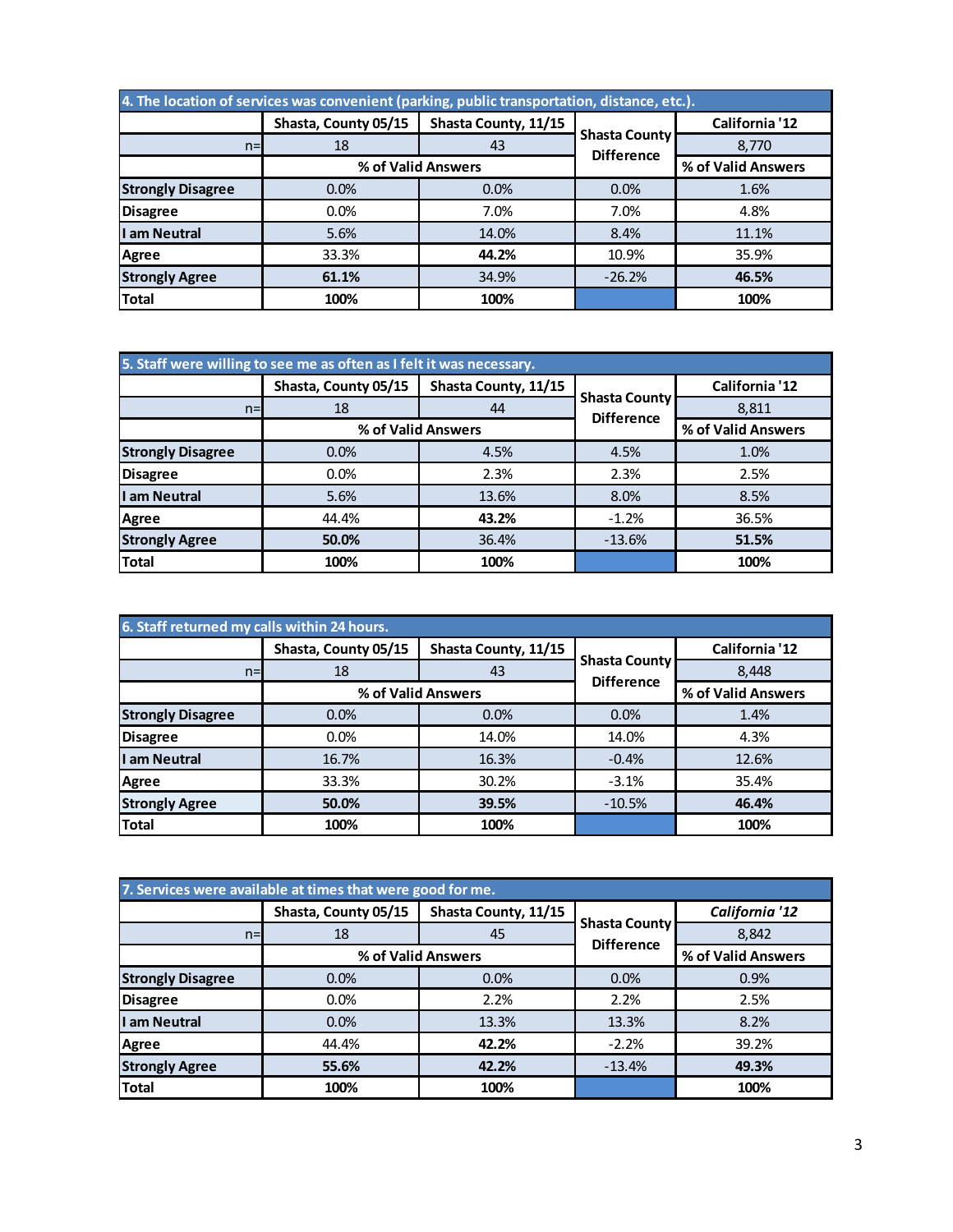| 4. The location of services was convenient (parking, public transportation, distance, etc.). | | | | |
|---|---|---|---|---|
| | Shasta, County 05/15 | Shasta County, 11/15 | Shasta County Difference | California '12 |
| n= | 18 | 43 | | 8,770 |
| | % of Valid Answers | | | % of Valid Answers |
| **Strongly Disagree** | 0.0% | 0.0% | 0.0% | 1.6% |
| **Disagree** | 0.0% | 7.0% | 7.0% | 4.8% |
| **I am Neutral** | 5.6% | 14.0% | 8.4% | 11.1% |
| **Agree** | 33.3% | **44.2%** | 10.9% | 35.9% |
| **Strongly Agree** | **61.1%** | 34.9% | -26.2% | **46.5%** |
| **Total** | **100%** | **100%** | | **100%** |

| 5. Staff were willing to see me as often as I felt it was necessary. | | | | |
|---|---|---|---|---|
| | Shasta, County 05/15 | Shasta County, 11/15 | Shasta County Difference | California '12 |
| n= | 18 | 44 | | 8,811 |
| | % of Valid Answers | | | % of Valid Answers |
| **Strongly Disagree** | 0.0% | 4.5% | 4.5% | 1.0% |
| **Disagree** | 0.0% | 2.3% | 2.3% | 2.5% |
| **I am Neutral** | 5.6% | 13.6% | 8.0% | 8.5% |
| **Agree** | 44.4% | **43.2%** | -1.2% | 36.5% |
| **Strongly Agree** | **50.0%** | 36.4% | -13.6% | **51.5%** |
| **Total** | **100%** | **100%** | | **100%** |

| 6. Staff returned my calls within 24 hours. | | | | |
|---|---|---|---|---|
| | Shasta, County 05/15 | Shasta County, 11/15 | Shasta County Difference | California '12 |
| n= | 18 | 43 | | 8,448 |
| | % of Valid Answers | | | % of Valid Answers |
| **Strongly Disagree** | 0.0% | 0.0% | 0.0% | 1.4% |
| **Disagree** | 0.0% | 14.0% | 14.0% | 4.3% |
| **I am Neutral** | 16.7% | 16.3% | -0.4% | 12.6% |
| **Agree** | 33.3% | 30.2% | -3.1% | 35.4% |
| **Strongly Agree** | **50.0%** | **39.5%** | -10.5% | **46.4%** |
| **Total** | **100%** | **100%** | | **100%** |

| 7. Services were available at times that were good for me. | | | | |
|---|---|---|---|---|
| | Shasta, County 05/15 | Shasta County, 11/15 | Shasta County Difference | *California '12* |
| n= | 18 | 45 | | 8,842 |
| | % of Valid Answers | | | % of Valid Answers |
| **Strongly Disagree** | 0.0% | 0.0% | 0.0% | 0.9% |
| **Disagree** | 0.0% | 2.2% | 2.2% | 2.5% |
| **I am Neutral** | 0.0% | 13.3% | 13.3% | 8.2% |
| **Agree** | 44.4% | **42.2%** | -2.2% | 39.2% |
| **Strongly Agree** | **55.6%** | **42.2%** | -13.4% | **49.3%** |
| **Total** | **100%** | **100%** | | **100%** |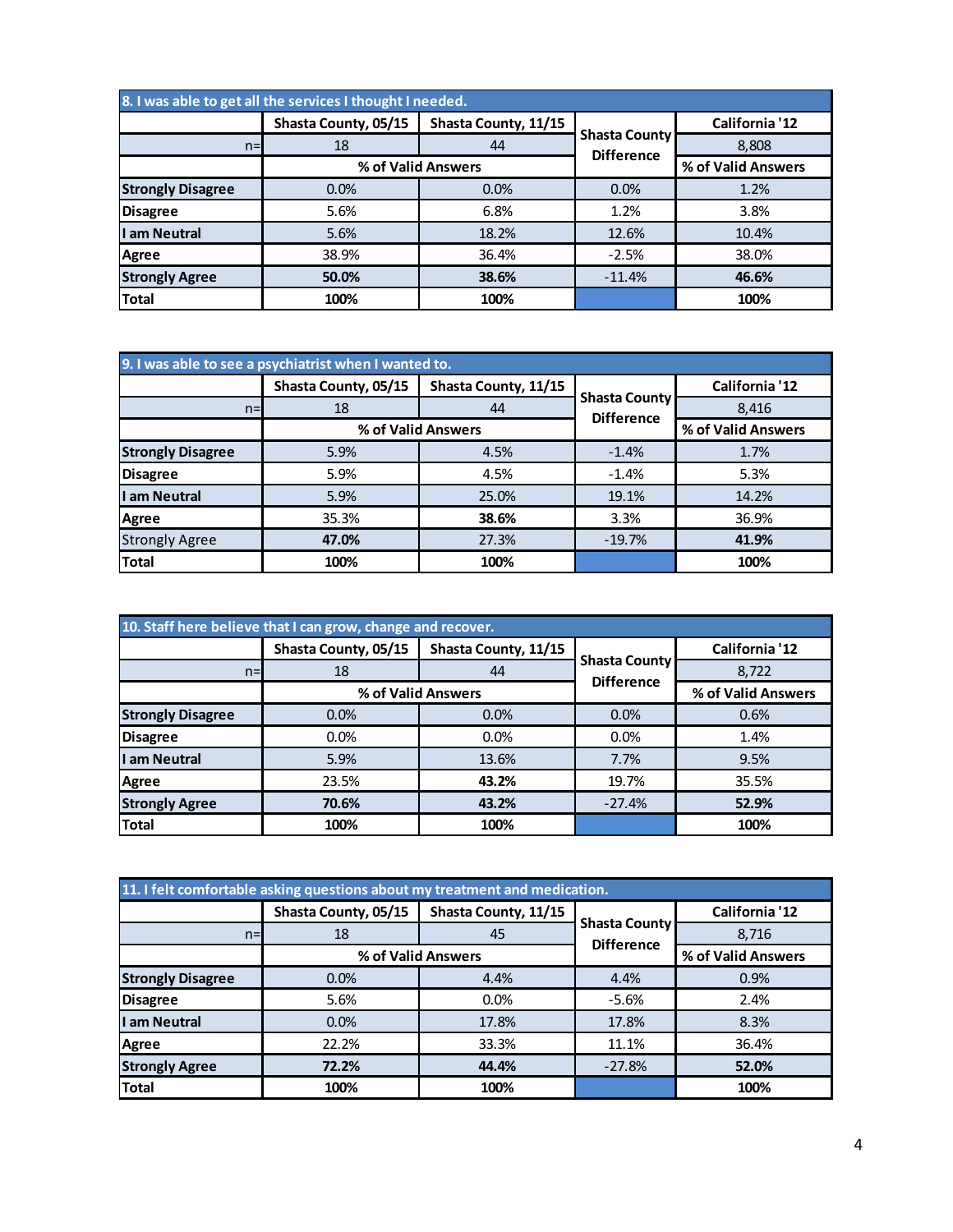| 8. I was able to get all the services I thought I needed. | | | | |
|---|---|---|---|---|
| | Shasta County, 05/15 | Shasta County, 11/15 | Shasta County Difference | California '12 |
| n= | 18 | 44 | | 8,808 |
| | % of Valid Answers | | | % of Valid Answers |
| Strongly Disagree | 0.0% | 0.0% | 0.0% | 1.2% |
| Disagree | 5.6% | 6.8% | 1.2% | 3.8% |
| I am Neutral | 5.6% | 18.2% | 12.6% | 10.4% |
| Agree | 38.9% | 36.4% | -2.5% | 38.0% |
| Strongly Agree | **50.0%** | **38.6%** | -11.4% | **46.6%** |
| Total | 100% | 100% | | 100% |

| 9. I was able to see a psychiatrist when I wanted to. | | | | |
|---|---|---|---|---|
| | Shasta County, 05/15 | Shasta County, 11/15 | Shasta County Difference | California '12 |
| n= | 18 | 44 | | 8,416 |
| | % of Valid Answers | | | % of Valid Answers |
| Strongly Disagree | 5.9% | 4.5% | -1.4% | 1.7% |
| Disagree | 5.9% | 4.5% | -1.4% | 5.3% |
| I am Neutral | 5.9% | 25.0% | 19.1% | 14.2% |
| Agree | 35.3% | **38.6%** | 3.3% | 36.9% |
| Strongly Agree | **47.0%** | 27.3% | -19.7% | **41.9%** |
| Total | 100% | 100% | | 100% |

| 10. Staff here believe that I can grow, change and recover. | | | | |
|---|---|---|---|---|
| | Shasta County, 05/15 | Shasta County, 11/15 | Shasta County Difference | California '12 |
| n= | 18 | 44 | | 8,722 |
| | % of Valid Answers | | | % of Valid Answers |
| Strongly Disagree | 0.0% | 0.0% | 0.0% | 0.6% |
| Disagree | 0.0% | 0.0% | 0.0% | 1.4% |
| I am Neutral | 5.9% | 13.6% | 7.7% | 9.5% |
| Agree | 23.5% | **43.2%** | 19.7% | 35.5% |
| Strongly Agree | **70.6%** | **43.2%** | -27.4% | **52.9%** |
| Total | 100% | 100% | | 100% |

| 11. I felt comfortable asking questions about my treatment and medication. | | | | |
|---|---|---|---|---|
| | Shasta County, 05/15 | Shasta County, 11/15 | Shasta County Difference | California '12 |
| n= | 18 | 45 | | 8,716 |
| | % of Valid Answers | | | % of Valid Answers |
| Strongly Disagree | 0.0% | 4.4% | 4.4% | 0.9% |
| Disagree | 5.6% | 0.0% | -5.6% | 2.4% |
| I am Neutral | 0.0% | 17.8% | 17.8% | 8.3% |
| Agree | 22.2% | 33.3% | 11.1% | 36.4% |
| Strongly Agree | **72.2%** | **44.4%** | -27.8% | **52.0%** |
| Total | 100% | 100% | | 100% |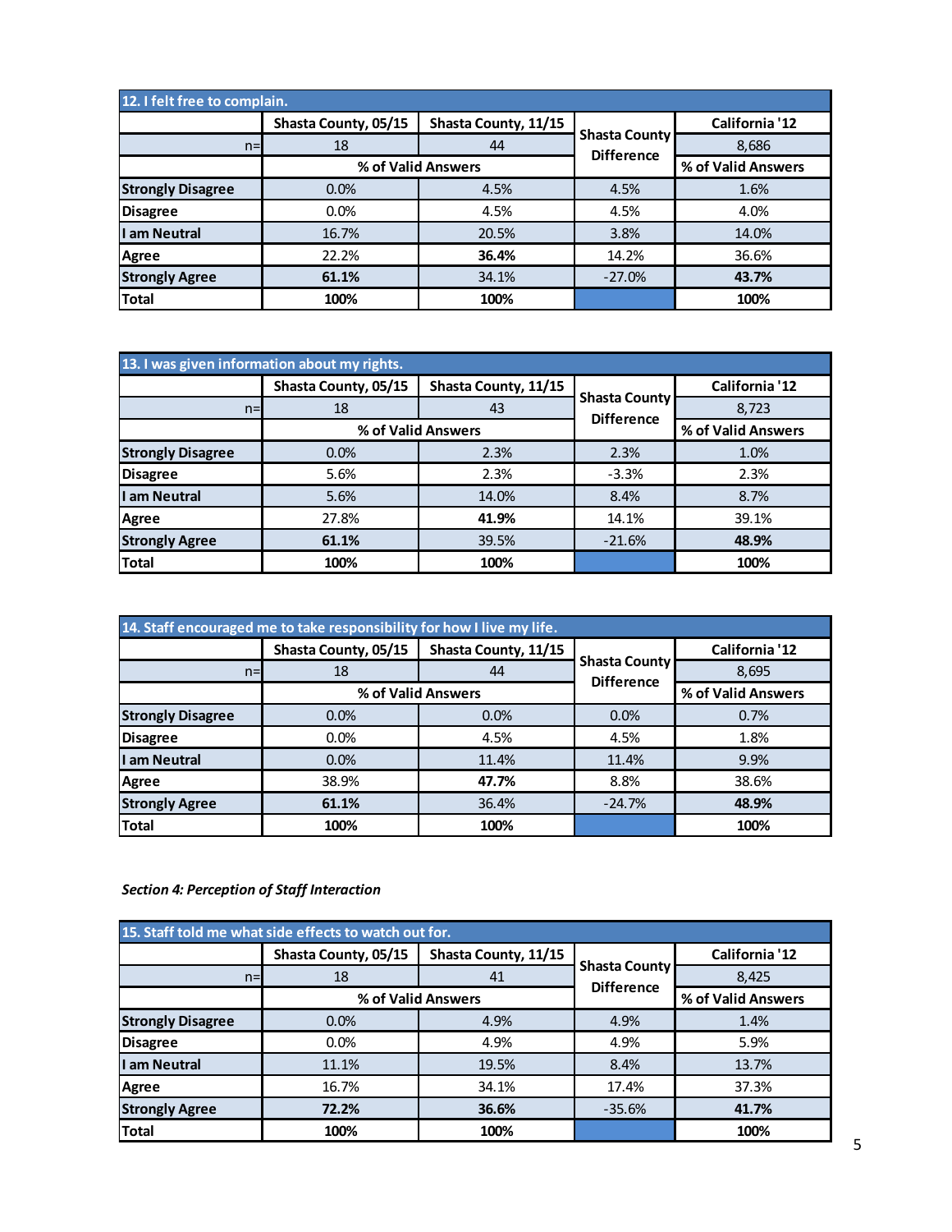| 12. I felt free to complain. | | | | |
|---|---|---|---|---|
| | Shasta County, 05/15 | Shasta County, 11/15 | Shasta County Difference | California '12 |
| n= | 18 | 44 | | 8,686 |
| | % of Valid Answers | | | % of Valid Answers |
| Strongly Disagree | 0.0% | 4.5% | 4.5% | 1.6% |
| Disagree | 0.0% | 4.5% | 4.5% | 4.0% |
| I am Neutral | 16.7% | 20.5% | 3.8% | 14.0% |
| Agree | 22.2% | **36.4%** | 14.2% | 36.6% |
| Strongly Agree | **61.1%** | 34.1% | -27.0% | **43.7%** |
| Total | 100% | 100% | | 100% |

| 13. I was given information about my rights. | | | | |
|---|---|---|---|---|
| | Shasta County, 05/15 | Shasta County, 11/15 | Shasta County Difference | California '12 |
| n= | 18 | 43 | | 8,723 |
| | % of Valid Answers | | | % of Valid Answers |
| Strongly Disagree | 0.0% | 2.3% | 2.3% | 1.0% |
| Disagree | 5.6% | 2.3% | -3.3% | 2.3% |
| I am Neutral | 5.6% | 14.0% | 8.4% | 8.7% |
| Agree | 27.8% | **41.9%** | 14.1% | 39.1% |
| Strongly Agree | **61.1%** | 39.5% | -21.6% | **48.9%** |
| Total | 100% | 100% | | 100% |

| 14. Staff encouraged me to take responsibility for how I live my life. | | | | |
|---|---|---|---|---|
| | Shasta County, 05/15 | Shasta County, 11/15 | Shasta County Difference | California '12 |
| n= | 18 | 44 | | 8,695 |
| | % of Valid Answers | | | % of Valid Answers |
| Strongly Disagree | 0.0% | 0.0% | 0.0% | 0.7% |
| Disagree | 0.0% | 4.5% | 4.5% | 1.8% |
| I am Neutral | 0.0% | 11.4% | 11.4% | 9.9% |
| Agree | 38.9% | **47.7%** | 8.8% | 38.6% |
| Strongly Agree | **61.1%** | 36.4% | -24.7% | **48.9%** |
| Total | 100% | 100% | | 100% |

*Section 4: Perception of Staff Interaction*

| 15. Staff told me what side effects to watch out for. | | | | |
|---|---|---|---|---|
| | Shasta County, 05/15 | Shasta County, 11/15 | Shasta County Difference | California '12 |
| n= | 18 | 41 | | 8,425 |
| | % of Valid Answers | | | % of Valid Answers |
| Strongly Disagree | 0.0% | 4.9% | 4.9% | 1.4% |
| Disagree | 0.0% | 4.9% | 4.9% | 5.9% |
| I am Neutral | 11.1% | 19.5% | 8.4% | 13.7% |
| Agree | 16.7% | 34.1% | 17.4% | 37.3% |
| Strongly Agree | **72.2%** | **36.6%** | -35.6% | **41.7%** |
| Total | 100% | 100% | | 100% |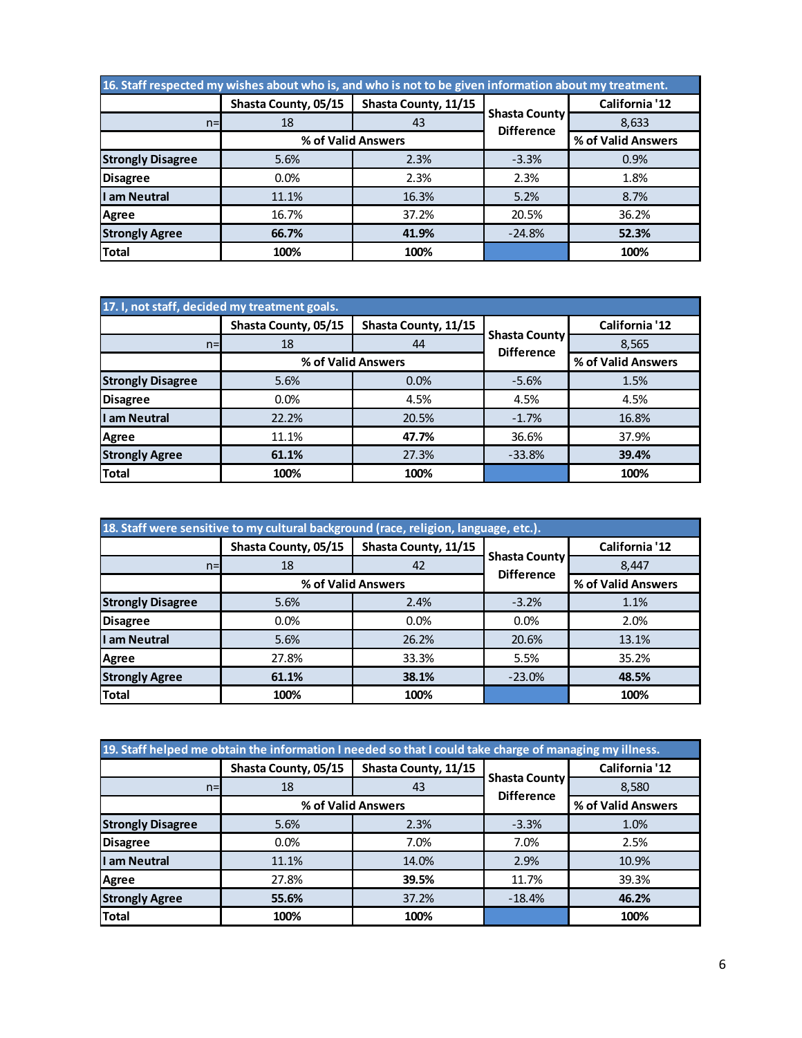| 16. Staff respected my wishes about who is, and who is not to be given information about my treatment. | | | | |
|---|---|---|---|---|
| | Shasta County, 05/15 | Shasta County, 11/15 | Shasta County Difference | California '12 |
| n= | 18 | 43 | | 8,633 |
| | % of Valid Answers | | | % of Valid Answers |
| Strongly Disagree | 5.6% | 2.3% | -3.3% | 0.9% |
| Disagree | 0.0% | 2.3% | 2.3% | 1.8% |
| I am Neutral | 11.1% | 16.3% | 5.2% | 8.7% |
| Agree | 16.7% | 37.2% | 20.5% | 36.2% |
| Strongly Agree | **66.7%** | **41.9%** | -24.8% | **52.3%** |
| Total | **100%** | **100%** | | **100%** |

| 17. I, not staff, decided my treatment goals. | | | | |
|---|---|---|---|---|
| | Shasta County, 05/15 | Shasta County, 11/15 | Shasta County Difference | California '12 |
| n= | 18 | 44 | | 8,565 |
| | % of Valid Answers | | | % of Valid Answers |
| Strongly Disagree | 5.6% | 0.0% | -5.6% | 1.5% |
| Disagree | 0.0% | 4.5% | 4.5% | 4.5% |
| I am Neutral | 22.2% | 20.5% | -1.7% | 16.8% |
| Agree | 11.1% | **47.7%** | 36.6% | 37.9% |
| Strongly Agree | **61.1%** | 27.3% | -33.8% | **39.4%** |
| Total | **100%** | **100%** | | **100%** |

| 18. Staff were sensitive to my cultural background (race, religion, language, etc.). | | | | |
|---|---|---|---|---|
| | Shasta County, 05/15 | Shasta County, 11/15 | Shasta County Difference | California '12 |
| n= | 18 | 42 | | 8,447 |
| | % of Valid Answers | | | % of Valid Answers |
| Strongly Disagree | 5.6% | 2.4% | -3.2% | 1.1% |
| Disagree | 0.0% | 0.0% | 0.0% | 2.0% |
| I am Neutral | 5.6% | 26.2% | 20.6% | 13.1% |
| Agree | 27.8% | 33.3% | 5.5% | 35.2% |
| Strongly Agree | **61.1%** | **38.1%** | -23.0% | **48.5%** |
| Total | **100%** | **100%** | | **100%** |

| 19. Staff helped me obtain the information I needed so that I could take charge of managing my illness. | | | | |
|---|---|---|---|---|
| | Shasta County, 05/15 | Shasta County, 11/15 | Shasta County Difference | California '12 |
| n= | 18 | 43 | | 8,580 |
| | % of Valid Answers | | | % of Valid Answers |
| Strongly Disagree | 5.6% | 2.3% | -3.3% | 1.0% |
| Disagree | 0.0% | 7.0% | 7.0% | 2.5% |
| I am Neutral | 11.1% | 14.0% | 2.9% | 10.9% |
| Agree | 27.8% | **39.5%** | 11.7% | 39.3% |
| Strongly Agree | **55.6%** | 37.2% | -18.4% | **46.2%** |
| Total | **100%** | **100%** | | **100%** |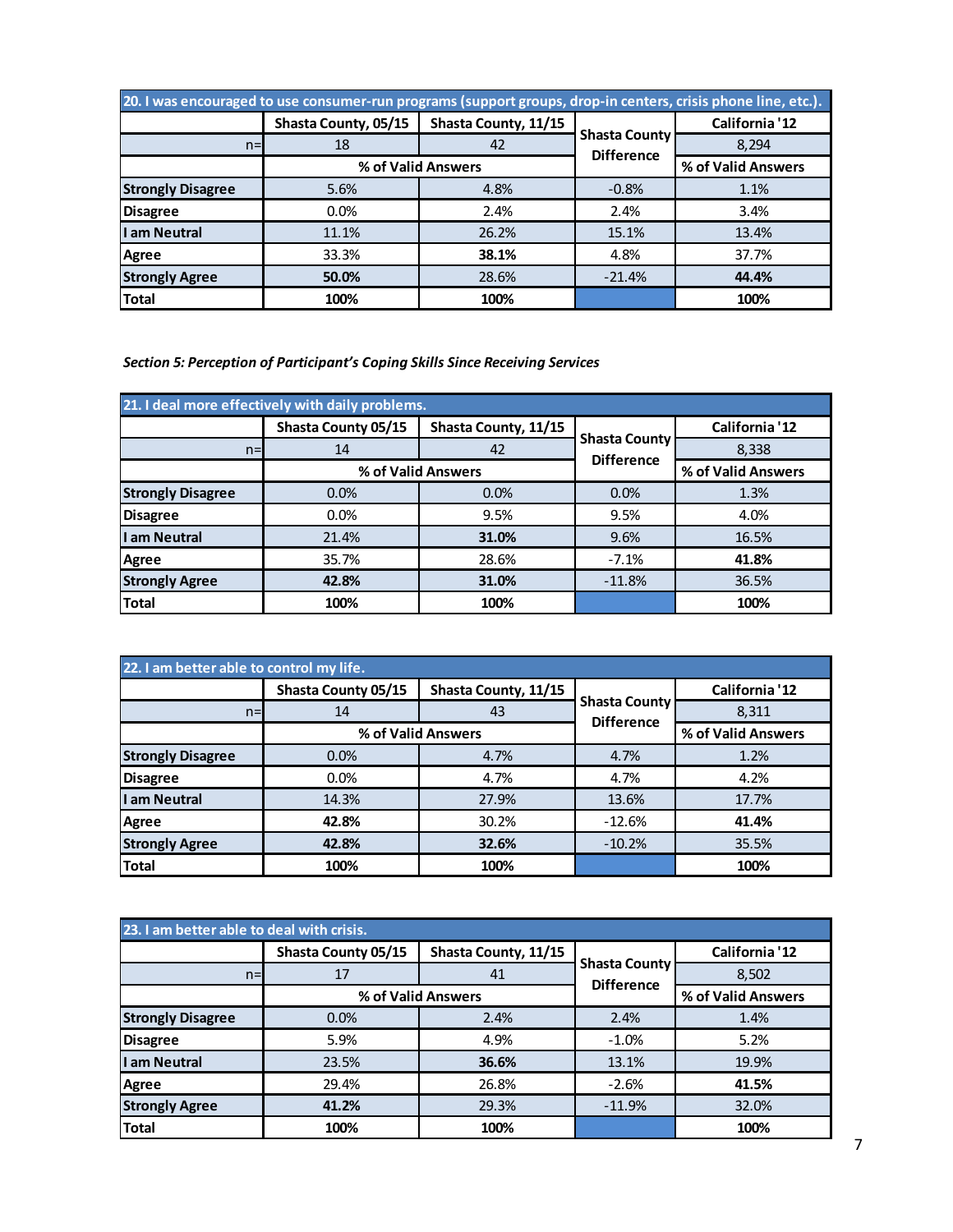| 20. I was encouraged to use consumer-run programs (support groups, drop-in centers, crisis phone line, etc.). | | | | |
|---|---|---|---|---|
| | Shasta County, 05/15 | Shasta County, 11/15 | Shasta County Difference | California '12 |
| n= | 18 | 42 | | 8,294 |
| | % of Valid Answers | | | % of Valid Answers |
| **Strongly Disagree** | 5.6% | 4.8% | -0.8% | 1.1% |
| **Disagree** | 0.0% | 2.4% | 2.4% | 3.4% |
| **I am Neutral** | 11.1% | 26.2% | 15.1% | 13.4% |
| **Agree** | 33.3% | **38.1%** | 4.8% | 37.7% |
| **Strongly Agree** | **50.0%** | 28.6% | -21.4% | **44.4%** |
| **Total** | **100%** | **100%** | | **100%** |

*Section 5: Perception of Participant's Coping Skills Since Receiving Services*

| 21. I deal more effectively with daily problems. | | | | |
|---|---|---|---|---|
| | Shasta County 05/15 | Shasta County, 11/15 | Shasta County Difference | California '12 |
| n= | 14 | 42 | | 8,338 |
| | % of Valid Answers | | | % of Valid Answers |
| **Strongly Disagree** | 0.0% | 0.0% | 0.0% | 1.3% |
| **Disagree** | 0.0% | 9.5% | 9.5% | 4.0% |
| **I am Neutral** | 21.4% | **31.0%** | 9.6% | 16.5% |
| **Agree** | 35.7% | 28.6% | -7.1% | **41.8%** |
| **Strongly Agree** | **42.8%** | **31.0%** | -11.8% | 36.5% |
| **Total** | **100%** | **100%** | | **100%** |

| 22. I am better able to control my life. | | | | |
|---|---|---|---|---|
| | Shasta County 05/15 | Shasta County, 11/15 | Shasta County Difference | California '12 |
| n= | 14 | 43 | | 8,311 |
| | % of Valid Answers | | | % of Valid Answers |
| **Strongly Disagree** | 0.0% | 4.7% | 4.7% | 1.2% |
| **Disagree** | 0.0% | 4.7% | 4.7% | 4.2% |
| **I am Neutral** | 14.3% | 27.9% | 13.6% | 17.7% |
| **Agree** | **42.8%** | 30.2% | -12.6% | **41.4%** |
| **Strongly Agree** | **42.8%** | **32.6%** | -10.2% | 35.5% |
| **Total** | **100%** | **100%** | | **100%** |

| 23. I am better able to deal with crisis. | | | | |
|---|---|---|---|---|
| | Shasta County 05/15 | Shasta County, 11/15 | Shasta County Difference | California '12 |
| n= | 17 | 41 | | 8,502 |
| | % of Valid Answers | | | % of Valid Answers |
| **Strongly Disagree** | 0.0% | 2.4% | 2.4% | 1.4% |
| **Disagree** | 5.9% | 4.9% | -1.0% | 5.2% |
| **I am Neutral** | 23.5% | **36.6%** | 13.1% | 19.9% |
| **Agree** | 29.4% | 26.8% | -2.6% | **41.5%** |
| **Strongly Agree** | **41.2%** | 29.3% | -11.9% | 32.0% |
| **Total** | **100%** | **100%** | | **100%** |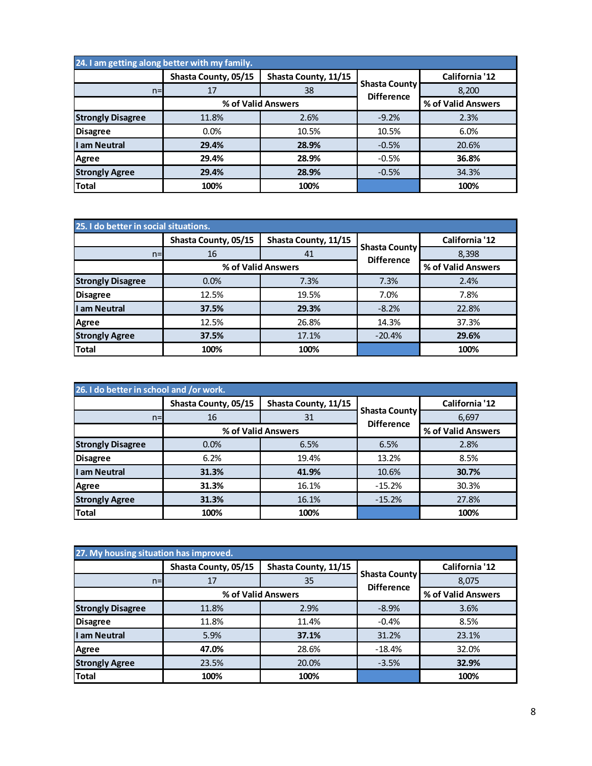| 24. I am getting along better with my family. | | | | |
|---|---|---|---|---|
| | Shasta County, 05/15 | Shasta County, 11/15 | Shasta County Difference | California '12 |
| n= | 17 | 38 | | 8,200 |
| | % of Valid Answers | | | % of Valid Answers |
| Strongly Disagree | 11.8% | 2.6% | -9.2% | 2.3% |
| Disagree | 0.0% | 10.5% | 10.5% | 6.0% |
| I am Neutral | **29.4%** | **28.9%** | -0.5% | 20.6% |
| Agree | **29.4%** | **28.9%** | -0.5% | **36.8%** |
| Strongly Agree | **29.4%** | **28.9%** | -0.5% | 34.3% |
| Total | **100%** | **100%** | | **100%** |

| 25. I do better in social situations. | | | | |
|---|---|---|---|---|
| | Shasta County, 05/15 | Shasta County, 11/15 | Shasta County Difference | California '12 |
| n= | 16 | 41 | | 8,398 |
| | % of Valid Answers | | | % of Valid Answers |
| Strongly Disagree | 0.0% | 7.3% | 7.3% | 2.4% |
| Disagree | 12.5% | 19.5% | 7.0% | 7.8% |
| I am Neutral | **37.5%** | **29.3%** | -8.2% | 22.8% |
| Agree | 12.5% | 26.8% | 14.3% | 37.3% |
| Strongly Agree | **37.5%** | 17.1% | -20.4% | **29.6%** |
| Total | **100%** | **100%** | | **100%** |

| 26. I do better in school and /or work. | | | | |
|---|---|---|---|---|
| | Shasta County, 05/15 | Shasta County, 11/15 | Shasta County Difference | California '12 |
| n= | 16 | 31 | | 6,697 |
| | % of Valid Answers | | | % of Valid Answers |
| Strongly Disagree | 0.0% | 6.5% | 6.5% | 2.8% |
| Disagree | 6.2% | 19.4% | 13.2% | 8.5% |
| I am Neutral | **31.3%** | **41.9%** | 10.6% | **30.7%** |
| Agree | **31.3%** | 16.1% | -15.2% | 30.3% |
| Strongly Agree | **31.3%** | 16.1% | -15.2% | 27.8% |
| Total | **100%** | **100%** | | **100%** |

| 27. My housing situation has improved. | | | | |
|---|---|---|---|---|
| | Shasta County, 05/15 | Shasta County, 11/15 | Shasta County Difference | California '12 |
| n= | 17 | 35 | | 8,075 |
| | % of Valid Answers | | | % of Valid Answers |
| Strongly Disagree | 11.8% | 2.9% | -8.9% | 3.6% |
| Disagree | 11.8% | 11.4% | -0.4% | 8.5% |
| I am Neutral | 5.9% | **37.1%** | 31.2% | 23.1% |
| Agree | **47.0%** | 28.6% | -18.4% | 32.0% |
| Strongly Agree | 23.5% | 20.0% | -3.5% | **32.9%** |
| Total | **100%** | **100%** | | **100%** |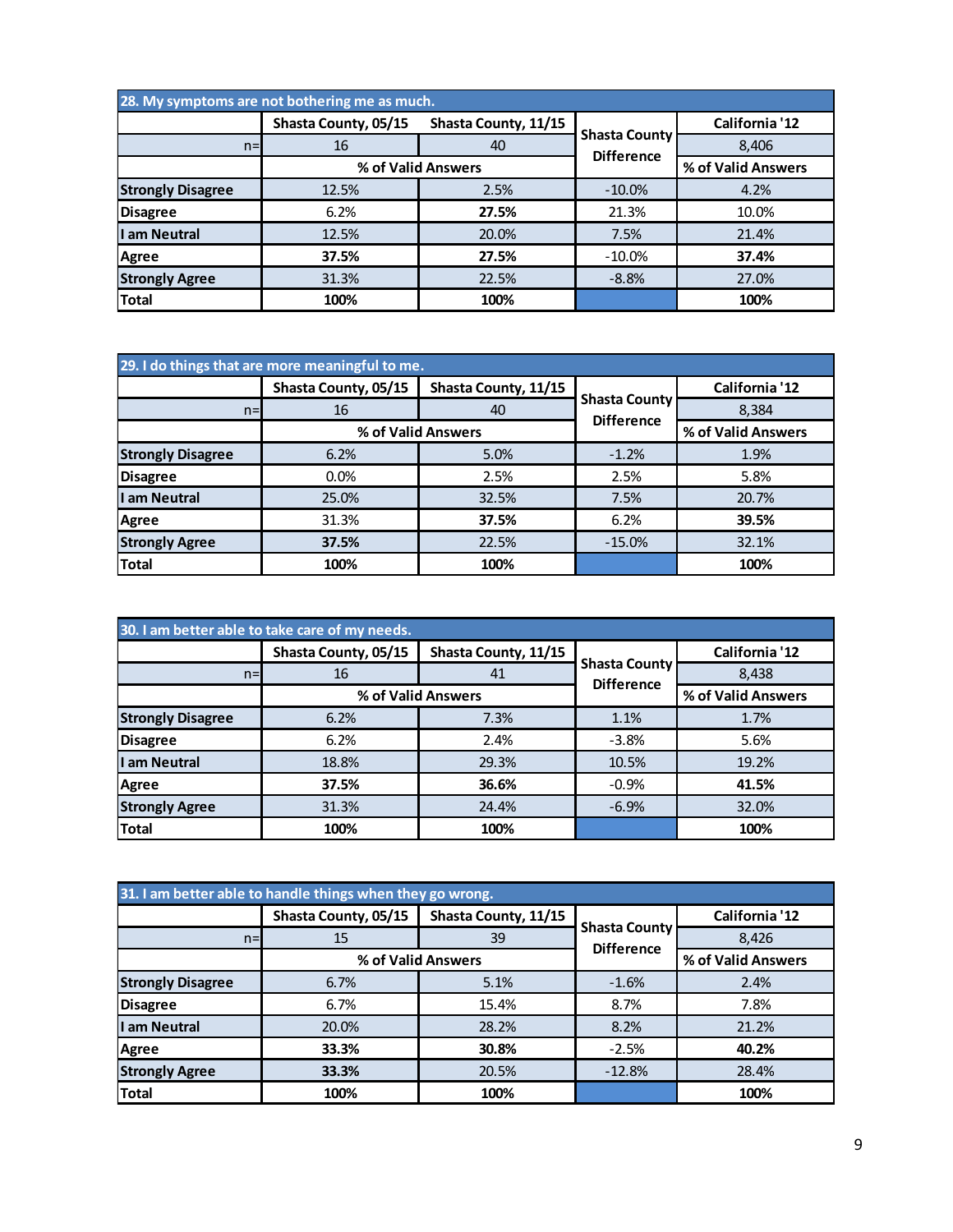| 28. My symptoms are not bothering me as much. | | | | |
|---|---|---|---|---|
| | Shasta County, 05/15 | Shasta County, 11/15 | Shasta County Difference | California '12 |
| n= | 16 | 40 | | 8,406 |
| | % of Valid Answers | | | % of Valid Answers |
| **Strongly Disagree** | 12.5% | 2.5% | -10.0% | 4.2% |
| **Disagree** | 6.2% | **27.5%** | 21.3% | 10.0% |
| **I am Neutral** | 12.5% | 20.0% | 7.5% | 21.4% |
| **Agree** | **37.5%** | **27.5%** | -10.0% | **37.4%** |
| **Strongly Agree** | 31.3% | 22.5% | -8.8% | 27.0% |
| **Total** | **100%** | **100%** | | **100%** |

| 29. I do things that are more meaningful to me. | | | | |
|---|---|---|---|---|
| | Shasta County, 05/15 | Shasta County, 11/15 | Shasta County Difference | California '12 |
| n= | 16 | 40 | | 8,384 |
| | % of Valid Answers | | | % of Valid Answers |
| **Strongly Disagree** | 6.2% | 5.0% | -1.2% | 1.9% |
| **Disagree** | 0.0% | 2.5% | 2.5% | 5.8% |
| **I am Neutral** | 25.0% | 32.5% | 7.5% | 20.7% |
| **Agree** | 31.3% | **37.5%** | 6.2% | **39.5%** |
| **Strongly Agree** | **37.5%** | 22.5% | -15.0% | 32.1% |
| **Total** | **100%** | **100%** | | **100%** |

| 30. I am better able to take care of my needs. | | | | |
|---|---|---|---|---|
| | Shasta County, 05/15 | Shasta County, 11/15 | Shasta County Difference | California '12 |
| n= | 16 | 41 | | 8,438 |
| | % of Valid Answers | | | % of Valid Answers |
| **Strongly Disagree** | 6.2% | 7.3% | 1.1% | 1.7% |
| **Disagree** | 6.2% | 2.4% | -3.8% | 5.6% |
| **I am Neutral** | 18.8% | 29.3% | 10.5% | 19.2% |
| **Agree** | **37.5%** | **36.6%** | -0.9% | **41.5%** |
| **Strongly Agree** | 31.3% | 24.4% | -6.9% | 32.0% |
| **Total** | **100%** | **100%** | | **100%** |

| 31. I am better able to handle things when they go wrong. | | | | |
|---|---|---|---|---|
| | Shasta County, 05/15 | Shasta County, 11/15 | Shasta County Difference | California '12 |
| n= | 15 | 39 | | 8,426 |
| | % of Valid Answers | | | % of Valid Answers |
| **Strongly Disagree** | 6.7% | 5.1% | -1.6% | 2.4% |
| **Disagree** | 6.7% | 15.4% | 8.7% | 7.8% |
| **I am Neutral** | 20.0% | 28.2% | 8.2% | 21.2% |
| **Agree** | **33.3%** | **30.8%** | -2.5% | **40.2%** |
| **Strongly Agree** | **33.3%** | 20.5% | -12.8% | 28.4% |
| **Total** | **100%** | **100%** | | **100%** |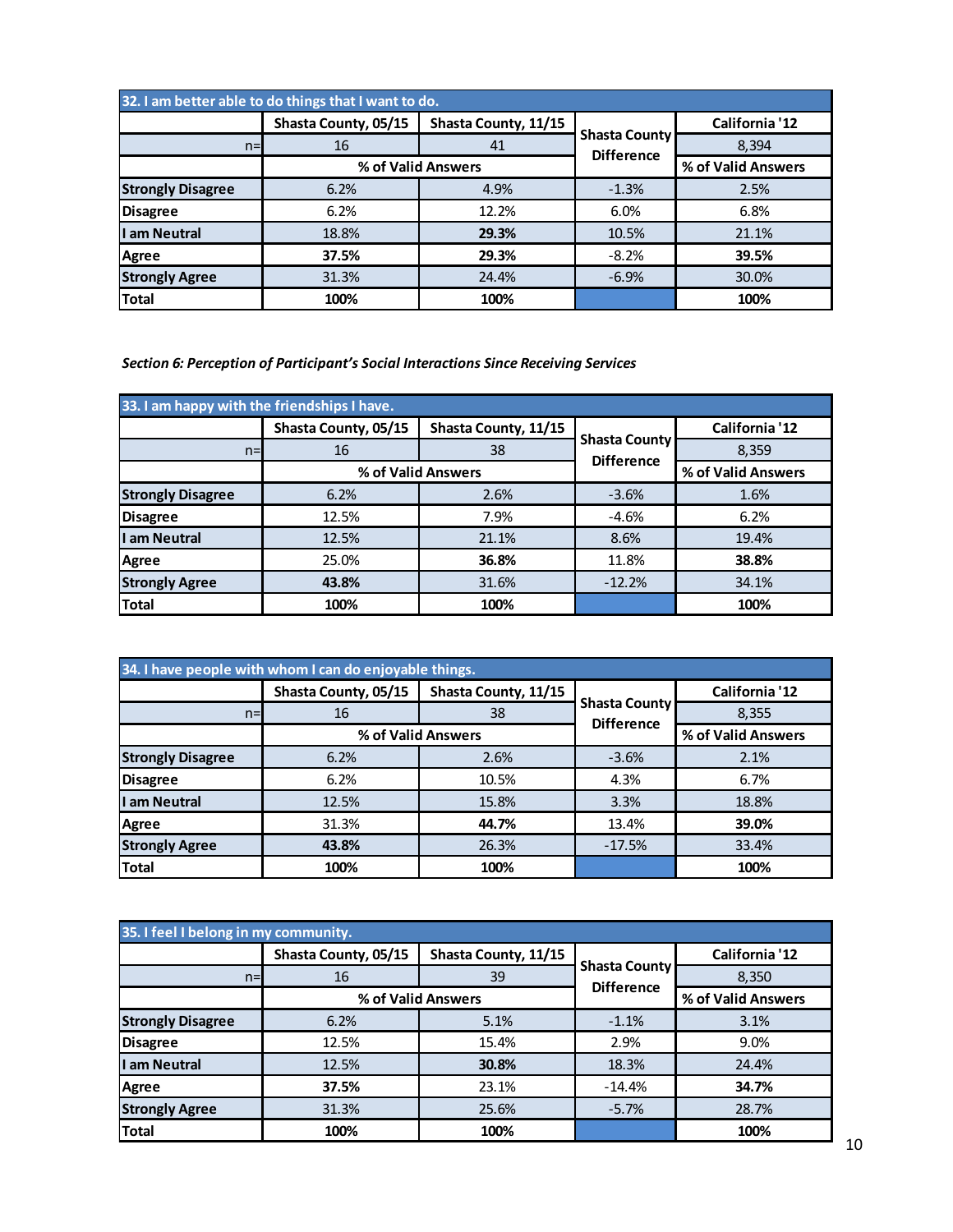| 32. I am better able to do things that I want to do. | | | | |
|---|---|---|---|---|
| | Shasta County, 05/15 | Shasta County, 11/15 | Shasta County Difference | California '12 |
| n= | 16 | 41 | | 8,394 |
| | % of Valid Answers | | | % of Valid Answers |
| Strongly Disagree | 6.2% | 4.9% | -1.3% | 2.5% |
| Disagree | 6.2% | 12.2% | 6.0% | 6.8% |
| I am Neutral | 18.8% | **29.3%** | 10.5% | 21.1% |
| Agree | **37.5%** | **29.3%** | -8.2% | **39.5%** |
| Strongly Agree | 31.3% | 24.4% | -6.9% | 30.0% |
| Total | 100% | 100% | | 100% |

*Section 6: Perception of Participant's Social Interactions Since Receiving Services*

| 33. I am happy with the friendships I have. | | | | |
|---|---|---|---|---|
| | Shasta County, 05/15 | Shasta County, 11/15 | Shasta County Difference | California '12 |
| n= | 16 | 38 | | 8,359 |
| | % of Valid Answers | | | % of Valid Answers |
| Strongly Disagree | 6.2% | 2.6% | -3.6% | 1.6% |
| Disagree | 12.5% | 7.9% | -4.6% | 6.2% |
| I am Neutral | 12.5% | 21.1% | 8.6% | 19.4% |
| Agree | 25.0% | **36.8%** | 11.8% | **38.8%** |
| Strongly Agree | **43.8%** | 31.6% | -12.2% | 34.1% |
| Total | 100% | 100% | | 100% |

| 34. I have people with whom I can do enjoyable things. | | | | |
|---|---|---|---|---|
| | Shasta County, 05/15 | Shasta County, 11/15 | Shasta County Difference | California '12 |
| n= | 16 | 38 | | 8,355 |
| | % of Valid Answers | | | % of Valid Answers |
| Strongly Disagree | 6.2% | 2.6% | -3.6% | 2.1% |
| Disagree | 6.2% | 10.5% | 4.3% | 6.7% |
| I am Neutral | 12.5% | 15.8% | 3.3% | 18.8% |
| Agree | 31.3% | **44.7%** | 13.4% | **39.0%** |
| Strongly Agree | **43.8%** | 26.3% | -17.5% | 33.4% |
| Total | 100% | 100% | | 100% |

| 35. I feel I belong in my community. | | | | |
|---|---|---|---|---|
| | Shasta County, 05/15 | Shasta County, 11/15 | Shasta County Difference | California '12 |
| n= | 16 | 39 | | 8,350 |
| | % of Valid Answers | | | % of Valid Answers |
| Strongly Disagree | 6.2% | 5.1% | -1.1% | 3.1% |
| Disagree | 12.5% | 15.4% | 2.9% | 9.0% |
| I am Neutral | 12.5% | **30.8%** | 18.3% | 24.4% |
| Agree | **37.5%** | 23.1% | -14.4% | **34.7%** |
| Strongly Agree | 31.3% | 25.6% | -5.7% | 28.7% |
| Total | 100% | 100% | | 100% |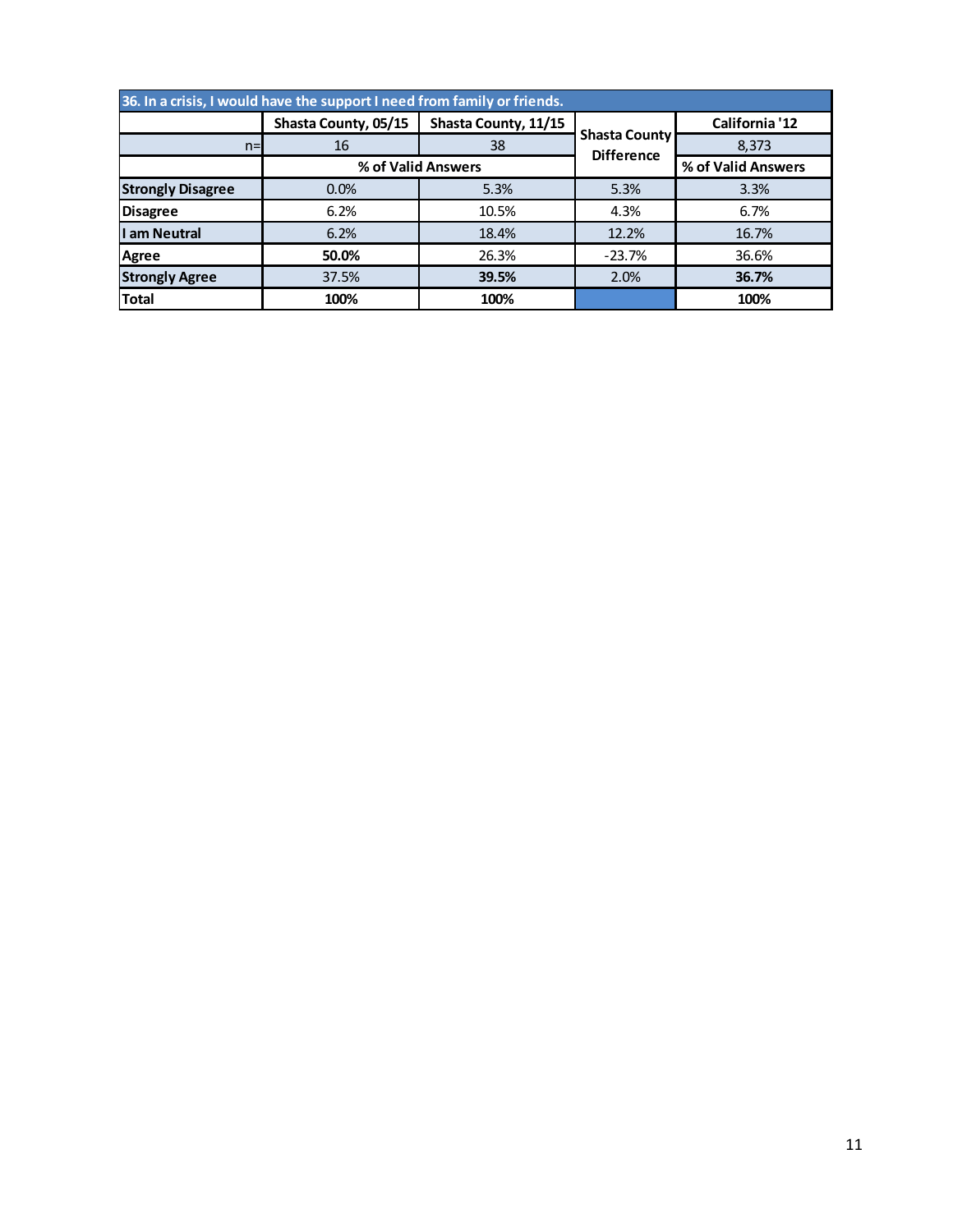| 36. In a crisis, I would have the support I need from family or friends. | | | | |
|---|---|---|---|---|
| | Shasta County, 05/15 | Shasta County, 11/15 | Shasta County Difference | California '12 |
| n= | 16 | 38 | | 8,373 |
| | % of Valid Answers | | | % of Valid Answers |
| **Strongly Disagree** | 0.0% | 5.3% | 5.3% | 3.3% |
| **Disagree** | 6.2% | 10.5% | 4.3% | 6.7% |
| **I am Neutral** | 6.2% | 18.4% | 12.2% | 16.7% |
| **Agree** | **50.0%** | 26.3% | -23.7% | 36.6% |
| **Strongly Agree** | 37.5% | **39.5%** | 2.0% | **36.7%** |
| **Total** | **100%** | **100%** | | **100%** |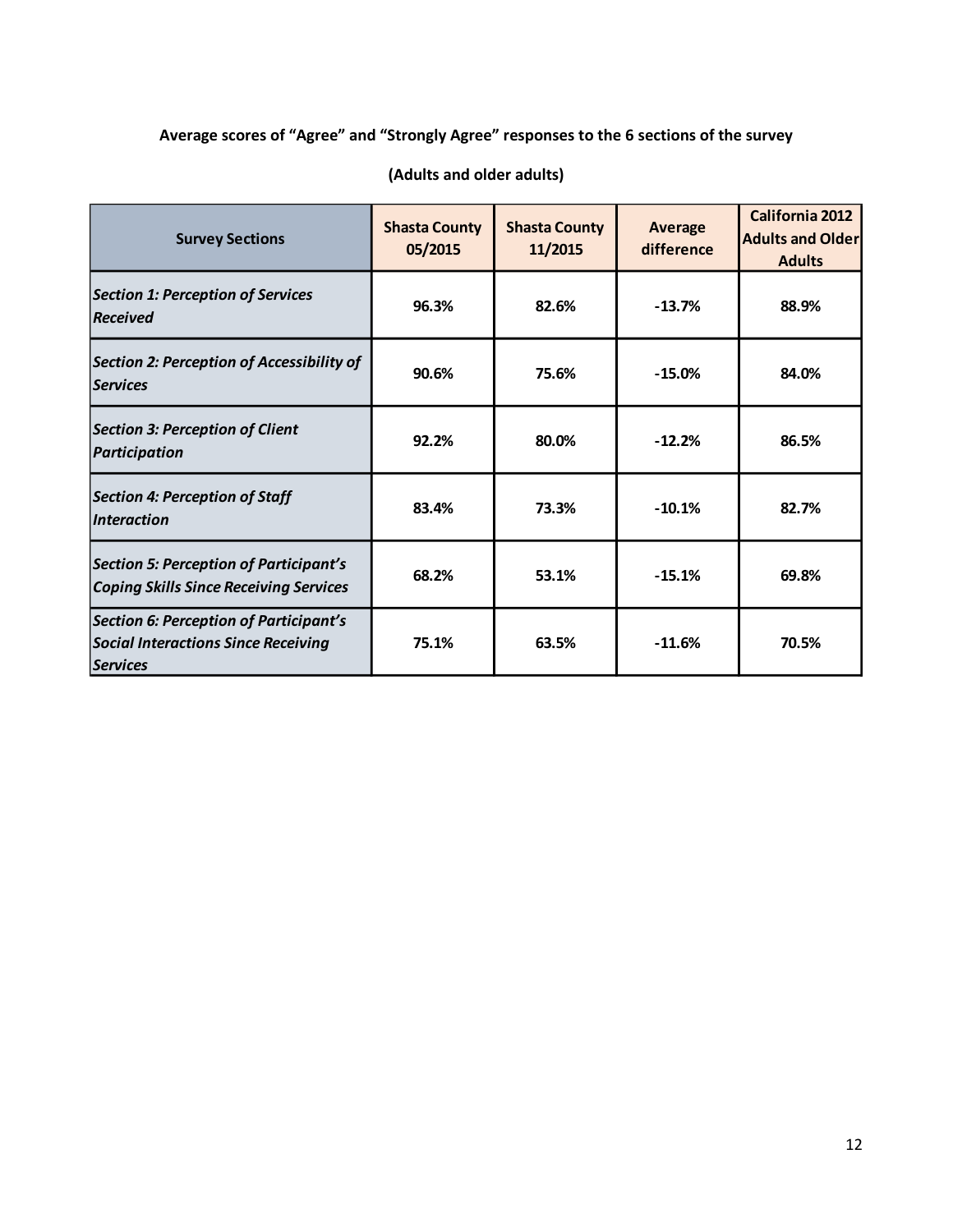**Average scores of "Agree" and "Strongly Agree" responses to the 6 sections of the survey**

**(Adults and older adults)**

| Survey Sections | Shasta County 05/2015 | Shasta County 11/2015 | Average difference | California 2012 Adults and Older Adults |
|---|---|---|---|---|
| ***Section 1: Perception of Services Received*** | **96.3%** | **82.6%** | **-13.7%** | **88.9%** |
| ***Section 2: Perception of Accessibility of Services*** | **90.6%** | **75.6%** | **-15.0%** | **84.0%** |
| ***Section 3: Perception of Client Participation*** | **92.2%** | **80.0%** | **-12.2%** | **86.5%** |
| ***Section 4: Perception of Staff Interaction*** | **83.4%** | **73.3%** | **-10.1%** | **82.7%** |
| ***Section 5: Perception of Participant's Coping Skills Since Receiving Services*** | **68.2%** | **53.1%** | **-15.1%** | **69.8%** |
| ***Section 6: Perception of Participant's Social Interactions Since Receiving Services*** | **75.1%** | **63.5%** | **-11.6%** | **70.5%** |